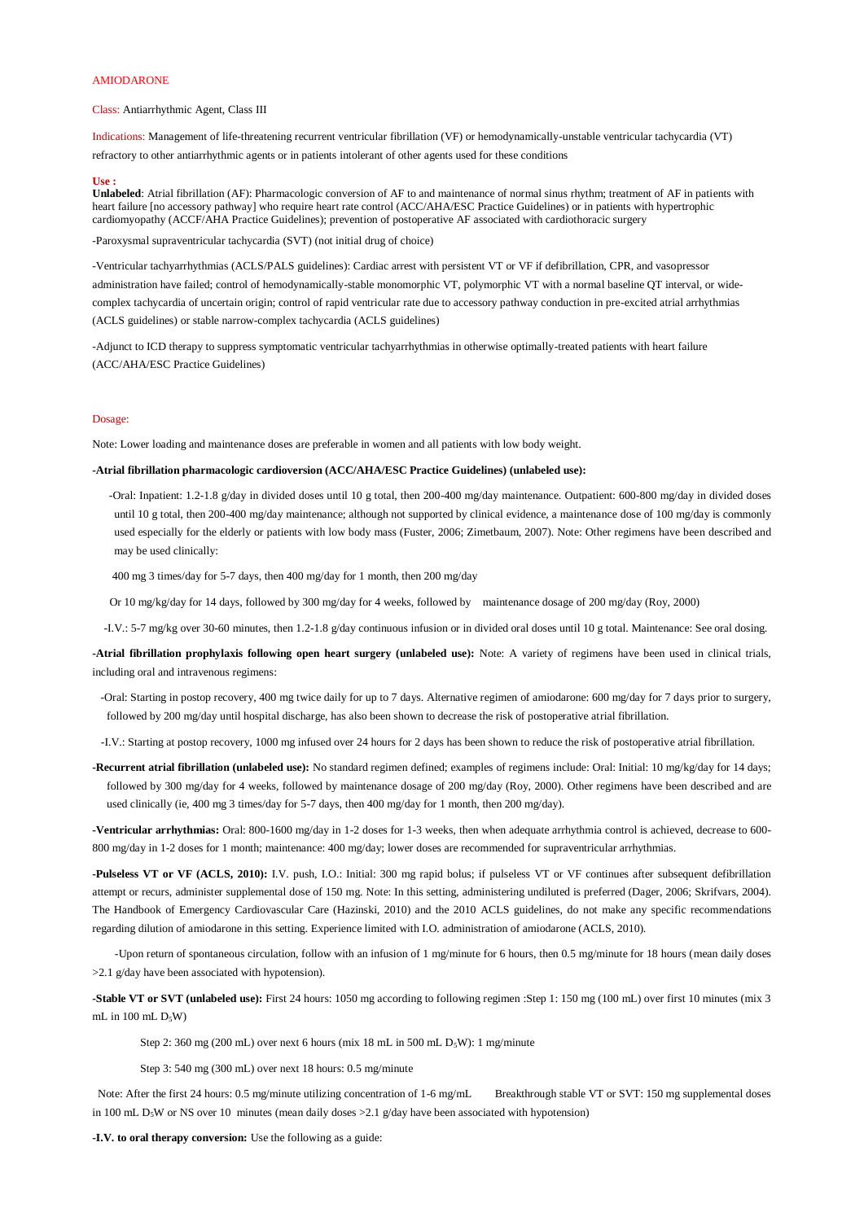# AMIODARONE

Class: Antiarrhythmic Agent, Class III

Indications: Management of life-threatening recurrent ventricular fibrillation (VF) or hemodynamically-unstable ventricular tachycardia (VT) refractory to other antiarrhythmic agents or in patients intolerant of other agents used for these conditions

**Use :**

**Unlabeled**: Atrial fibrillation (AF): Pharmacologic conversion of AF to and maintenance of normal sinus rhythm; treatment of AF in patients with heart failure [no accessory pathway] who require heart rate control (ACCF/AHA/ESC Practice Guidelines) or in patients with hypertrophic cardiomyopathy (ACCF/AHA Practice Guidelines); prevention of postoperative AF associated with cardiothoracic surgery

-Paroxysmal supraventricular tachycardia (SVT) (not initial drug of choice)

-Ventricular tachyarrhythmias (ACLS/PALS guidelines): Cardiac arrest with persistent VT or VF if defibrillation, CPR, and vasopressor administration have failed; control of hemodynamically-stable monomorphic VT, polymorphic VT with a normal baseline QT interval, or wide-complex tachycardia of uncertain origin; control of rapid ventricular rate due to accessory pathway conduction in pre-excited atrial arrhythmias (ACLS guidelines) or stable narrow-complex tachycardia (ACLS guidelines)

-Adjunct to ICD therapy to suppress symptomatic ventricular tachyarrhythmias in otherwise optimally-treated patients with heart failure (ACC/AHA/ESC Practice Guidelines)

## Dosage:

Note: Lower loading and maintenance doses are preferable in women and all patients with low body weight.

**-Atrial fibrillation pharmacologic cardioversion (ACC/AHA/ESC Practice Guidelines) (unlabeled use):**

-Oral: Inpatient: 1.2-1.8 g/day in divided doses until 10 g total, then 200-400 mg/day maintenance. Outpatient: 600-800 mg/day in divided doses until 10 g total, then 200-400 mg/day maintenance; although not supported by clinical evidence, a maintenance dose of 100 mg/day is commonly used especially for the elderly or patients with low body mass (Fuster, 2006; Zimetbaum, 2007). Note: Other regimens have been described and may be used clinically:

400 mg 3 times/day for 5-7 days, then 400 mg/day for 1 month, then 200 mg/day

Or 10 mg/kg/day for 14 days, followed by 300 mg/day for 4 weeks, followed by maintenance dosage of 200 mg/day (Roy, 2000)

-I.V.: 5-7 mg/kg over 30-60 minutes, then 1.2-1.8 g/day continuous infusion or in divided oral doses until 10 g total. Maintenance: See oral dosing.

**-Atrial fibrillation prophylaxis following open heart surgery (unlabeled use):** Note: A variety of regimens have been used in clinical trials, including oral and intravenous regimens:

-Oral: Starting in postop recovery, 400 mg twice daily for up to 7 days. Alternative regimen of amiodarone: 600 mg/day for 7 days prior to surgery, followed by 200 mg/day until hospital discharge, has also been shown to decrease the risk of postoperative atrial fibrillation.

-I.V.: Starting at postop recovery, 1000 mg infused over 24 hours for 2 days has been shown to reduce the risk of postoperative atrial fibrillation.

**-Recurrent atrial fibrillation (unlabeled use):** No standard regimen defined; examples of regimens include: Oral: Initial: 10 mg/kg/day for 14 days; followed by 300 mg/day for 4 weeks, followed by maintenance dosage of 200 mg/day (Roy, 2000). Other regimens have been described and are used clinically (ie, 400 mg 3 times/day for 5-7 days, then 400 mg/day for 1 month, then 200 mg/day).

**-Ventricular arrhythmias:** Oral: 800-1600 mg/day in 1-2 doses for 1-3 weeks, then when adequate arrhythmia control is achieved, decrease to 600-800 mg/day in 1-2 doses for 1 month; maintenance: 400 mg/day; lower doses are recommended for supraventricular arrhythmias.

**-Pulseless VT or VF (ACLS, 2010):** I.V. push, I.O.: Initial: 300 mg rapid bolus; if pulseless VT or VF continues after subsequent defibrillation attempt or recurs, administer supplemental dose of 150 mg. Note: In this setting, administering undiluted is preferred (Dager, 2006; Skrifvars, 2004). The Handbook of Emergency Cardiovascular Care (Hazinski, 2010) and the 2010 ACLS guidelines, do not make any specific recommendations regarding dilution of amiodarone in this setting. Experience limited with I.O. administration of amiodarone (ACLS, 2010).

-Upon return of spontaneous circulation, follow with an infusion of 1 mg/minute for 6 hours, then 0.5 mg/minute for 18 hours (mean daily doses >2.1 g/day have been associated with hypotension).

**-Stable VT or SVT (unlabeled use):** First 24 hours: 1050 mg according to following regimen :Step 1: 150 mg (100 mL) over first 10 minutes (mix 3 mL in 100 mL $D_5W$)

Step 2: 360 mg (200 mL) over next 6 hours (mix 18 mL in 500 mL $D_5W$): 1 mg/minute

Step 3: 540 mg (300 mL) over next 18 hours: 0.5 mg/minute

Note: After the first 24 hours: 0.5 mg/minute utilizing concentration of 1-6 mg/mL Breakthrough stable VT or SVT: 150 mg supplemental doses in 100 mL $D_5W$ or NS over 10 minutes (mean daily doses >2.1 g/day have been associated with hypotension)

**-I.V. to oral therapy conversion:** Use the following as a guide: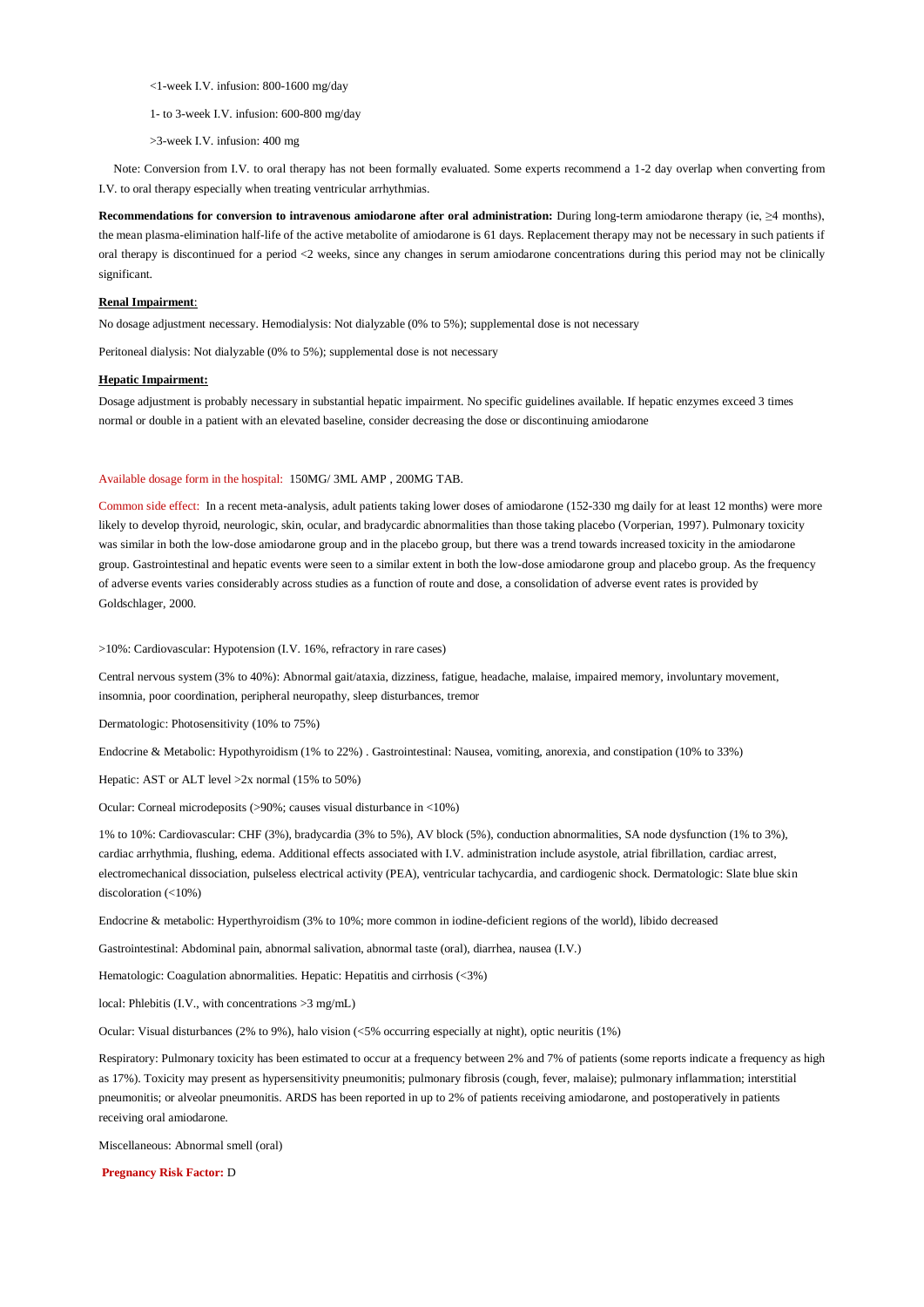<1-week I.V. infusion: 800-1600 mg/day

1- to 3-week I.V. infusion: 600-800 mg/day

>3-week I.V. infusion: 400 mg

Note: Conversion from I.V. to oral therapy has not been formally evaluated. Some experts recommend a 1-2 day overlap when converting from I.V. to oral therapy especially when treating ventricular arrhythmias.

**Recommendations for conversion to intravenous amiodarone after oral administration:** During long-term amiodarone therapy (ie, ≥4 months), the mean plasma-elimination half-life of the active metabolite of amiodarone is 61 days. Replacement therapy may not be necessary in such patients if oral therapy is discontinued for a period <2 weeks, since any changes in serum amiodarone concentrations during this period may not be clinically significant.

**Renal Impairment**:

No dosage adjustment necessary. Hemodialysis: Not dialyzable (0% to 5%); supplemental dose is not necessary

Peritoneal dialysis: Not dialyzable (0% to 5%); supplemental dose is not necessary

**Hepatic Impairment:**

Dosage adjustment is probably necessary in substantial hepatic impairment. No specific guidelines available. If hepatic enzymes exceed 3 times normal or double in a patient with an elevated baseline, consider decreasing the dose or discontinuing amiodarone

Available dosage form in the hospital: 150MG/ 3ML AMP , 200MG TAB.

Common side effect: In a recent meta-analysis, adult patients taking lower doses of amiodarone (152-330 mg daily for at least 12 months) were more likely to develop thyroid, neurologic, skin, ocular, and bradycardic abnormalities than those taking placebo (Vorperian, 1997). Pulmonary toxicity was similar in both the low-dose amiodarone group and in the placebo group, but there was a trend towards increased toxicity in the amiodarone group. Gastrointestinal and hepatic events were seen to a similar extent in both the low-dose amiodarone group and placebo group. As the frequency of adverse events varies considerably across studies as a function of route and dose, a consolidation of adverse event rates is provided by Goldschlager, 2000.

>10%: Cardiovascular: Hypotension (I.V. 16%, refractory in rare cases)

Central nervous system (3% to 40%): Abnormal gait/ataxia, dizziness, fatigue, headache, malaise, impaired memory, involuntary movement, insomnia, poor coordination, peripheral neuropathy, sleep disturbances, tremor

Dermatologic: Photosensitivity (10% to 75%)

Endocrine & Metabolic: Hypothyroidism (1% to 22%) . Gastrointestinal: Nausea, vomiting, anorexia, and constipation (10% to 33%)

Hepatic: AST or ALT level >2x normal (15% to 50%)

Ocular: Corneal microdeposits (>90%; causes visual disturbance in <10%)

1% to 10%: Cardiovascular: CHF (3%), bradycardia (3% to 5%), AV block (5%), conduction abnormalities, SA node dysfunction (1% to 3%), cardiac arrhythmia, flushing, edema. Additional effects associated with I.V. administration include asystole, atrial fibrillation, cardiac arrest, electromechanical dissociation, pulseless electrical activity (PEA), ventricular tachycardia, and cardiogenic shock. Dermatologic: Slate blue skin discoloration (<10%)

Endocrine & metabolic: Hyperthyroidism (3% to 10%; more common in iodine-deficient regions of the world), libido decreased

Gastrointestinal: Abdominal pain, abnormal salivation, abnormal taste (oral), diarrhea, nausea (I.V.)

Hematologic: Coagulation abnormalities. Hepatic: Hepatitis and cirrhosis (<3%)

local: Phlebitis (I.V., with concentrations >3 mg/mL)

Ocular: Visual disturbances (2% to 9%), halo vision (<5% occurring especially at night), optic neuritis (1%)

Respiratory: Pulmonary toxicity has been estimated to occur at a frequency between 2% and 7% of patients (some reports indicate a frequency as high as 17%). Toxicity may present as hypersensitivity pneumonitis; pulmonary fibrosis (cough, fever, malaise); pulmonary inflammation; interstitial pneumonitis; or alveolar pneumonitis. ARDS has been reported in up to 2% of patients receiving amiodarone, and postoperatively in patients receiving oral amiodarone.

Miscellaneous: Abnormal smell (oral)

**Pregnancy Risk Factor:** D